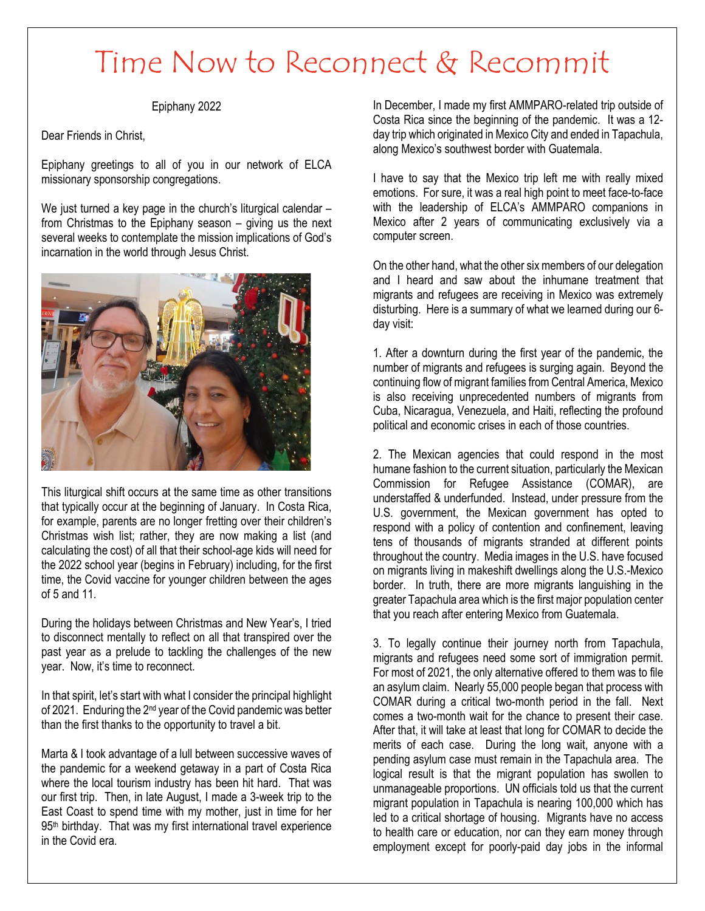# Time Now to Reconnect & Recommit

Epiphany 2022

Dear Friends in Christ,

Epiphany greetings to all of you in our network of ELCA missionary sponsorship congregations.

We just turned a key page in the church's liturgical calendar – from Christmas to the Epiphany season – giving us the next several weeks to contemplate the mission implications of God's incarnation in the world through Jesus Christ.

This liturgical shift occurs at the same time as other transitions that typically occur at the beginning of January. In Costa Rica, for example, parents are no longer fretting over their children's Christmas wish list; rather, they are now making a list (and calculating the cost) of all that their school-age kids will need for the 2022 school year (begins in February) including, for the first time, the Covid vaccine for younger children between the ages of 5 and 11.

During the holidays between Christmas and New Year's, I tried to disconnect mentally to reflect on all that transpired over the past year as a prelude to tackling the challenges of the new year. Now, it's time to reconnect.

In that spirit, let's start with what I consider the principal highlight of 2021. Enduring the 2nd year of the Covid pandemic was better than the first thanks to the opportunity to travel a bit.

Marta & I took advantage of a lull between successive waves of the pandemic for a weekend getaway in a part of Costa Rica where the local tourism industry has been hit hard. That was our first trip. Then, in late August, I made a 3-week trip to the East Coast to spend time with my mother, just in time for her 95th birthday. That was my first international travel experience in the Covid era.

In December, I made my first AMMPARO-related trip outside of Costa Rica since the beginning of the pandemic. It was a 12-day trip which originated in Mexico City and ended in Tapachula, along Mexico's southwest border with Guatemala.

I have to say that the Mexico trip left me with really mixed emotions. For sure, it was a real high point to meet face-to-face with the leadership of ELCA's AMMPARO companions in Mexico after 2 years of communicating exclusively via a computer screen.

On the other hand, what the other six members of our delegation and I heard and saw about the inhumane treatment that migrants and refugees are receiving in Mexico was extremely disturbing. Here is a summary of what we learned during our 6-day visit:

1. After a downturn during the first year of the pandemic, the number of migrants and refugees is surging again. Beyond the continuing flow of migrant families from Central America, Mexico is also receiving unprecedented numbers of migrants from Cuba, Nicaragua, Venezuela, and Haiti, reflecting the profound political and economic crises in each of those countries.

2. The Mexican agencies that could respond in the most humane fashion to the current situation, particularly the Mexican Commission for Refugee Assistance (COMAR), are understaffed & underfunded. Instead, under pressure from the U.S. government, the Mexican government has opted to respond with a policy of contention and confinement, leaving tens of thousands of migrants stranded at different points throughout the country. Media images in the U.S. have focused on migrants living in makeshift dwellings along the U.S.-Mexico border. In truth, there are more migrants languishing in the greater Tapachula area which is the first major population center that you reach after entering Mexico from Guatemala.

3. To legally continue their journey north from Tapachula, migrants and refugees need some sort of immigration permit. For most of 2021, the only alternative offered to them was to file an asylum claim. Nearly 55,000 people began that process with COMAR during a critical two-month period in the fall. Next comes a two-month wait for the chance to present their case. After that, it will take at least that long for COMAR to decide the merits of each case. During the long wait, anyone with a pending asylum case must remain in the Tapachula area. The logical result is that the migrant population has swollen to unmanageable proportions. UN officials told us that the current migrant population in Tapachula is nearing 100,000 which has led to a critical shortage of housing. Migrants have no access to health care or education, nor can they earn money through employment except for poorly-paid day jobs in the informal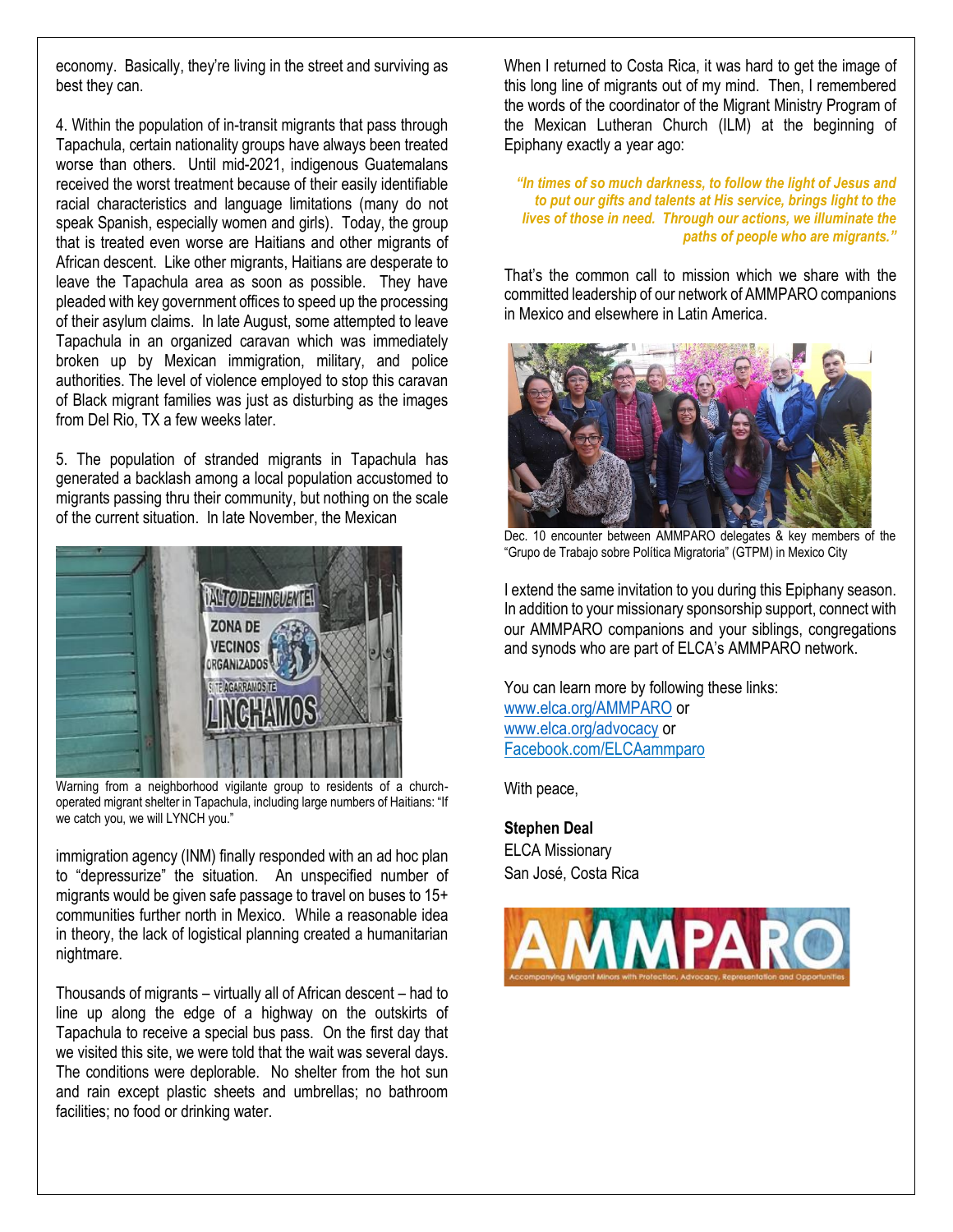economy. Basically, they're living in the street and surviving as best they can.

4. Within the population of in-transit migrants that pass through Tapachula, certain nationality groups have always been treated worse than others. Until mid-2021, indigenous Guatemalans received the worst treatment because of their easily identifiable racial characteristics and language limitations (many do not speak Spanish, especially women and girls). Today, the group that is treated even worse are Haitians and other migrants of African descent. Like other migrants, Haitians are desperate to leave the Tapachula area as soon as possible. They have pleaded with key government offices to speed up the processing of their asylum claims. In late August, some attempted to leave Tapachula in an organized caravan which was immediately broken up by Mexican immigration, military, and police authorities. The level of violence employed to stop this caravan of Black migrant families was just as disturbing as the images from Del Rio, TX a few weeks later.

5. The population of stranded migrants in Tapachula has generated a backlash among a local population accustomed to migrants passing thru their community, but nothing on the scale of the current situation. In late November, the Mexican immigration agency (INM) finally responded with an ad hoc plan to "depressurize" the situation. An unspecified number of migrants would be given safe passage to travel on buses to 15+ communities further north in Mexico. While a reasonable idea in theory, the lack of logistical planning created a humanitarian nightmare.

Warning from a neighborhood vigilante group to residents of a church-operated migrant shelter in Tapachula, including large numbers of Haitians: "If we catch you, we will LYNCH you."

Thousands of migrants – virtually all of African descent – had to line up along the edge of a highway on the outskirts of Tapachula to receive a special bus pass. On the first day that we visited this site, we were told that the wait was several days. The conditions were deplorable. No shelter from the hot sun and rain except plastic sheets and umbrellas; no bathroom facilities; no food or drinking water.

When I returned to Costa Rica, it was hard to get the image of this long line of migrants out of my mind. Then, I remembered the words of the coordinator of the Migrant Ministry Program of the Mexican Lutheran Church (ILM) at the beginning of Epiphany exactly a year ago:

*"In times of so much darkness, to follow the light of Jesus and to put our gifts and talents at His service, brings light to the lives of those in need. Through our actions, we illuminate the paths of people who are migrants."*

That's the common call to mission which we share with the committed leadership of our network of AMMPARO companions in Mexico and elsewhere in Latin America.

Dec. 10 encounter between AMMPARO delegates & key members of the "Grupo de Trabajo sobre Política Migratoria" (GTPM) in Mexico City

I extend the same invitation to you during this Epiphany season. In addition to your missionary sponsorship support, connect with our AMMPARO companions and your siblings, congregations and synods who are part of ELCA's AMMPARO network.

You can learn more by following these links:
www.elca.org/AMMPARO or
www.elca.org/advocacy or
Facebook.com/ELCAammparo

With peace,

**Stephen Deal**
ELCA Missionary
San José, Costa Rica